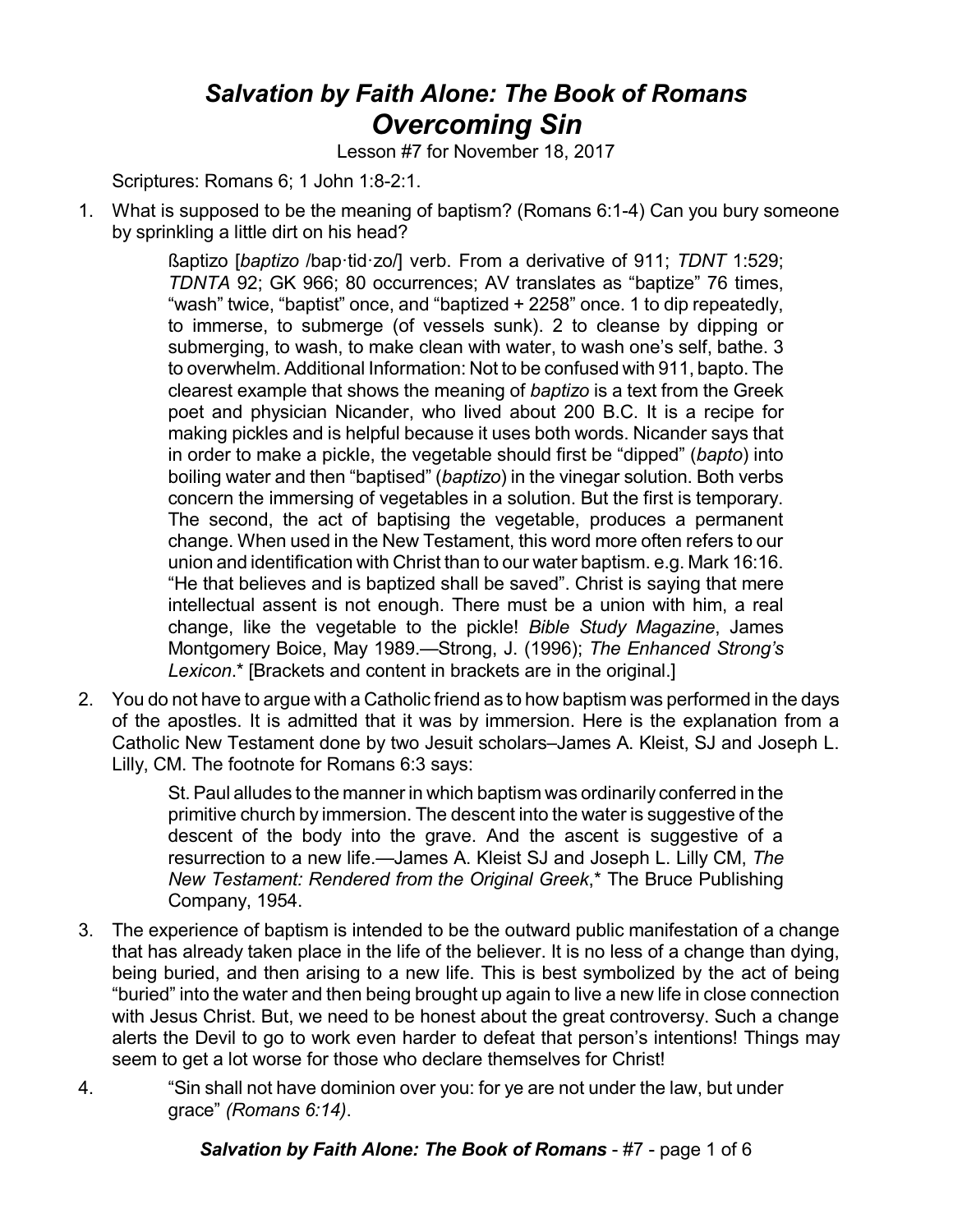# *Salvation by Faith Alone: The Book of Romans*
## *Overcoming Sin*

Lesson #7 for November 18, 2017

Scriptures: Romans 6; 1 John 1:8-2:1.

1. What is supposed to be the meaning of baptism? (Romans 6:1-4) Can you bury someone by sprinkling a little dirt on his head?

   > ßaptizo [*baptizo* /bap·tid·zo/] verb. From a derivative of 911; *TDNT* 1:529; *TDNTA* 92; GK 966; 80 occurrences; AV translates as "baptize" 76 times, "wash" twice, "baptist" once, and "baptized + 2258" once. 1 to dip repeatedly, to immerse, to submerge (of vessels sunk). 2 to cleanse by dipping or submerging, to wash, to make clean with water, to wash one's self, bathe. 3 to overwhelm. Additional Information: Not to be confused with 911, bapto. The clearest example that shows the meaning of *baptizo* is a text from the Greek poet and physician Nicander, who lived about 200 B.C. It is a recipe for making pickles and is helpful because it uses both words. Nicander says that in order to make a pickle, the vegetable should first be "dipped" (*bapto*) into boiling water and then "baptised" (*baptizo*) in the vinegar solution. Both verbs concern the immersing of vegetables in a solution. But the first is temporary. The second, the act of baptising the vegetable, produces a permanent change. When used in the New Testament, this word more often refers to our union and identification with Christ than to our water baptism. e.g. Mark 16:16. "He that believes and is baptized shall be saved". Christ is saying that mere intellectual assent is not enough. There must be a union with him, a real change, like the vegetable to the pickle! *Bible Study Magazine*, James Montgomery Boice, May 1989.—Strong, J. (1996); *The Enhanced Strong's Lexicon*.* [Brackets and content in brackets are in the original.]

2. You do not have to argue with a Catholic friend as to how baptism was performed in the days of the apostles. It is admitted that it was by immersion. Here is the explanation from a Catholic New Testament done by two Jesuit scholars–James A. Kleist, SJ and Joseph L. Lilly, CM. The footnote for Romans 6:3 says:

   > St. Paul alludes to the manner in which baptism was ordinarily conferred in the primitive church by immersion. The descent into the water is suggestive of the descent of the body into the grave. And the ascent is suggestive of a resurrection to a new life.—James A. Kleist SJ and Joseph L. Lilly CM, *The New Testament: Rendered from the Original Greek*,* The Bruce Publishing Company, 1954.

3. The experience of baptism is intended to be the outward public manifestation of a change that has already taken place in the life of the believer. It is no less of a change than dying, being buried, and then arising to a new life. This is best symbolized by the act of being "buried" into the water and then being brought up again to live a new life in close connection with Jesus Christ. But, we need to be honest about the great controversy. Such a change alerts the Devil to go to work even harder to defeat that person's intentions! Things may seem to get a lot worse for those who declare themselves for Christ!

4. > "Sin shall not have dominion over you: for ye are not under the law, but under grace" *(Romans 6:14)*.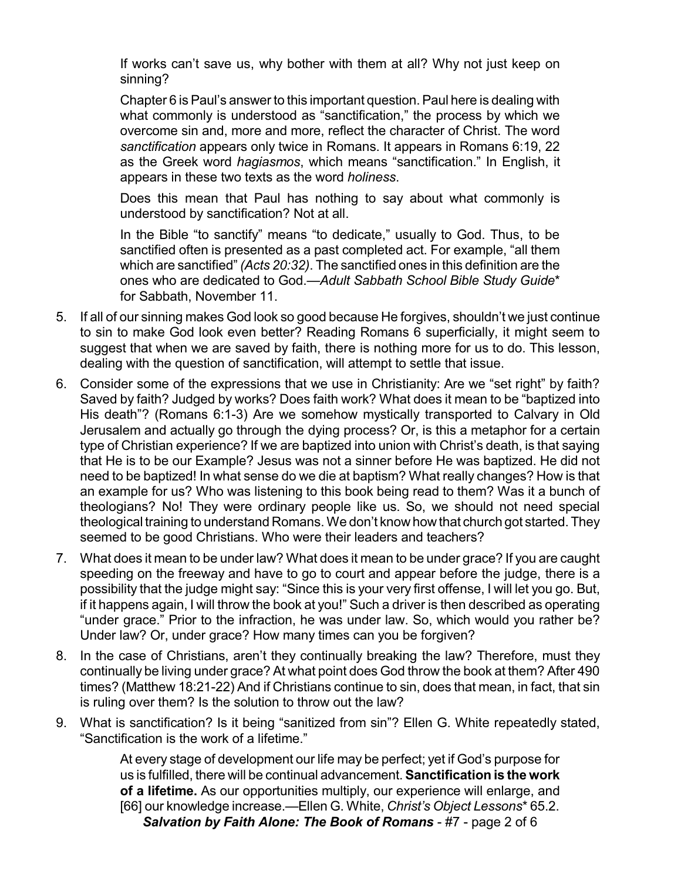> If works can't save us, why bother with them at all? Why not just keep on sinning?
>
> Chapter 6 is Paul's answer to this important question. Paul here is dealing with what commonly is understood as "sanctification," the process by which we overcome sin and, more and more, reflect the character of Christ. The word *sanctification* appears only twice in Romans. It appears in Romans 6:19, 22 as the Greek word *hagiasmos*, which means "sanctification." In English, it appears in these two texts as the word *holiness*.
>
> Does this mean that Paul has nothing to say about what commonly is understood by sanctification? Not at all.
>
> In the Bible "to sanctify" means "to dedicate," usually to God. Thus, to be sanctified often is presented as a past completed act. For example, "all them which are sanctified" *(Acts 20:32)*. The sanctified ones in this definition are the ones who are dedicated to God.—*Adult Sabbath School Bible Study Guide*\* for Sabbath, November 11.

5. If all of our sinning makes God look so good because He forgives, shouldn't we just continue to sin to make God look even better? Reading Romans 6 superficially, it might seem to suggest that when we are saved by faith, there is nothing more for us to do. This lesson, dealing with the question of sanctification, will attempt to settle that issue.
6. Consider some of the expressions that we use in Christianity: Are we "set right" by faith? Saved by faith? Judged by works? Does faith work? What does it mean to be "baptized into His death"? (Romans 6:1-3) Are we somehow mystically transported to Calvary in Old Jerusalem and actually go through the dying process? Or, is this a metaphor for a certain type of Christian experience? If we are baptized into union with Christ's death, is that saying that He is to be our Example? Jesus was not a sinner before He was baptized. He did not need to be baptized! In what sense do we die at baptism? What really changes? How is that an example for us? Who was listening to this book being read to them? Was it a bunch of theologians? No! They were ordinary people like us. So, we should not need special theological training to understand Romans. We don't know how that church got started. They seemed to be good Christians. Who were their leaders and teachers?
7. What does it mean to be under law? What does it mean to be under grace? If you are caught speeding on the freeway and have to go to court and appear before the judge, there is a possibility that the judge might say: "Since this is your very first offense, I will let you go. But, if it happens again, I will throw the book at you!" Such a driver is then described as operating "under grace." Prior to the infraction, he was under law. So, which would you rather be? Under law? Or, under grace? How many times can you be forgiven?
8. In the case of Christians, aren't they continually breaking the law? Therefore, must they continually be living under grace? At what point does God throw the book at them? After 490 times? (Matthew 18:21-22) And if Christians continue to sin, does that mean, in fact, that sin is ruling over them? Is the solution to throw out the law?
9. What is sanctification? Is it being "sanitized from sin"? Ellen G. White repeatedly stated, "Sanctification is the work of a lifetime."

> At every stage of development our life may be perfect; yet if God's purpose for us is fulfilled, there will be continual advancement. **Sanctification is the work of a lifetime.** As our opportunities multiply, our experience will enlarge, and [66] our knowledge increase.—Ellen G. White, *Christ's Object Lessons*\* 65.2.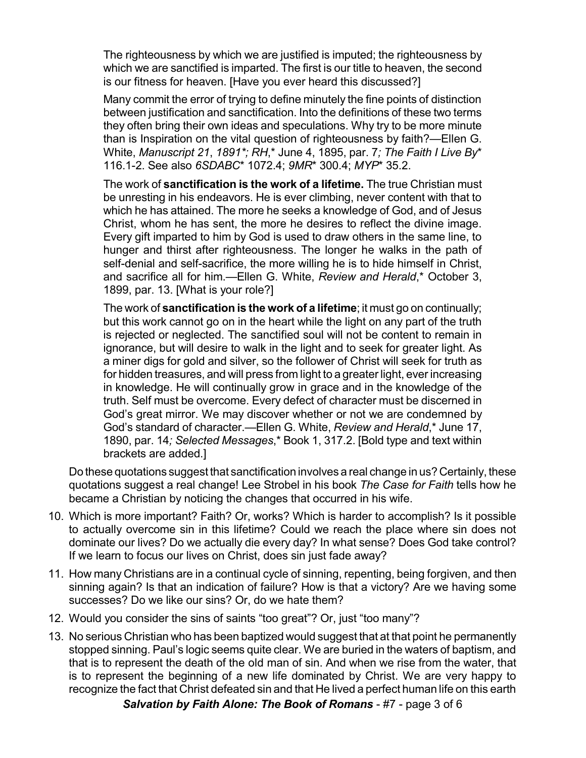> The righteousness by which we are justified is imputed; the righteousness by which we are sanctified is imparted. The first is our title to heaven, the second is our fitness for heaven. [Have you ever heard this discussed?]
>
> Many commit the error of trying to define minutely the fine points of distinction between justification and sanctification. Into the definitions of these two terms they often bring their own ideas and speculations. Why try to be more minute than is Inspiration on the vital question of righteousness by faith?—Ellen G. White, *Manuscript 21*, *1891*\*; *RH*,\* June 4, 1895, par. 7*; The Faith I Live By*\* 116.1-2. See also *6SDABC*\* 1072.4; *9MR*\* 300.4; *MYP*\* 35.2.
>
> The work of **sanctification is the work of a lifetime.** The true Christian must be unresting in his endeavors. He is ever climbing, never content with that to which he has attained. The more he seeks a knowledge of God, and of Jesus Christ, whom he has sent, the more he desires to reflect the divine image. Every gift imparted to him by God is used to draw others in the same line, to hunger and thirst after righteousness. The longer he walks in the path of self-denial and self-sacrifice, the more willing he is to hide himself in Christ, and sacrifice all for him.—Ellen G. White, *Review and Herald*,\* October 3, 1899, par. 13. [What is your role?]
>
> The work of **sanctification is the work of a lifetime**; it must go on continually; but this work cannot go on in the heart while the light on any part of the truth is rejected or neglected. The sanctified soul will not be content to remain in ignorance, but will desire to walk in the light and to seek for greater light. As a miner digs for gold and silver, so the follower of Christ will seek for truth as for hidden treasures, and will press from light to a greater light, ever increasing in knowledge. He will continually grow in grace and in the knowledge of the truth. Self must be overcome. Every defect of character must be discerned in God's great mirror. We may discover whether or not we are condemned by God's standard of character.—Ellen G. White, *Review and Herald*,\* June 17, 1890, par. 14*; Selected Messages*,\* Book 1, 317.2. [Bold type and text within brackets are added.]

Do these quotations suggest that sanctification involves a real change in us? Certainly, these quotations suggest a real change! Lee Strobel in his book *The Case for Faith* tells how he became a Christian by noticing the changes that occurred in his wife.

10. Which is more important? Faith? Or, works? Which is harder to accomplish? Is it possible to actually overcome sin in this lifetime? Could we reach the place where sin does not dominate our lives? Do we actually die every day? In what sense? Does God take control? If we learn to focus our lives on Christ, does sin just fade away?

11. How many Christians are in a continual cycle of sinning, repenting, being forgiven, and then sinning again? Is that an indication of failure? How is that a victory? Are we having some successes? Do we like our sins? Or, do we hate them?

12. Would you consider the sins of saints "too great"? Or, just "too many"?

13. No serious Christian who has been baptized would suggest that at that point he permanently stopped sinning. Paul's logic seems quite clear. We are buried in the waters of baptism, and that is to represent the death of the old man of sin. And when we rise from the water, that is to represent the beginning of a new life dominated by Christ. We are very happy to recognize the fact that Christ defeated sin and that He lived a perfect human life on this earth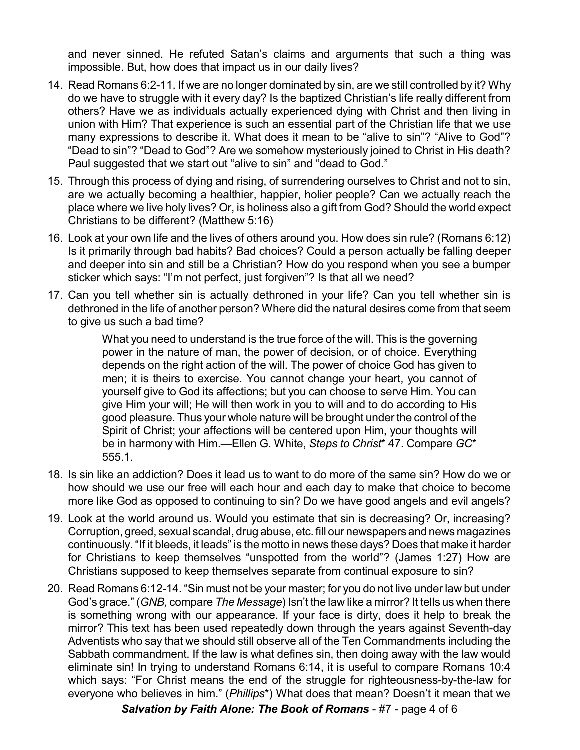and never sinned. He refuted Satan's claims and arguments that such a thing was impossible. But, how does that impact us in our daily lives?

14. Read Romans 6:2-11. If we are no longer dominated by sin, are we still controlled by it? Why do we have to struggle with it every day? Is the baptized Christian's life really different from others? Have we as individuals actually experienced dying with Christ and then living in union with Him? That experience is such an essential part of the Christian life that we use many expressions to describe it. What does it mean to be "alive to sin"? "Alive to God"? "Dead to sin"? "Dead to God"? Are we somehow mysteriously joined to Christ in His death? Paul suggested that we start out "alive to sin" and "dead to God."

15. Through this process of dying and rising, of surrendering ourselves to Christ and not to sin, are we actually becoming a healthier, happier, holier people? Can we actually reach the place where we live holy lives? Or, is holiness also a gift from God? Should the world expect Christians to be different? (Matthew 5:16)

16. Look at your own life and the lives of others around you. How does sin rule? (Romans 6:12) Is it primarily through bad habits? Bad choices? Could a person actually be falling deeper and deeper into sin and still be a Christian? How do you respond when you see a bumper sticker which says: "I'm not perfect, just forgiven"? Is that all we need?

17. Can you tell whether sin is actually dethroned in your life? Can you tell whether sin is dethroned in the life of another person? Where did the natural desires come from that seem to give us such a bad time?

    > What you need to understand is the true force of the will. This is the governing power in the nature of man, the power of decision, or of choice. Everything depends on the right action of the will. The power of choice God has given to men; it is theirs to exercise. You cannot change your heart, you cannot of yourself give to God its affections; but you can choose to serve Him. You can give Him your will; He will then work in you to will and to do according to His good pleasure. Thus your whole nature will be brought under the control of the Spirit of Christ; your affections will be centered upon Him, your thoughts will be in harmony with Him.—Ellen G. White, *Steps to Christ*\* 47. Compare *GC*\* 555.1.

18. Is sin like an addiction? Does it lead us to want to do more of the same sin? How do we or how should we use our free will each hour and each day to make that choice to become more like God as opposed to continuing to sin? Do we have good angels and evil angels?

19. Look at the world around us. Would you estimate that sin is decreasing? Or, increasing? Corruption, greed, sexual scandal, drug abuse, etc. fill our newspapers and news magazines continuously. "If it bleeds, it leads" is the motto in news these days? Does that make it harder for Christians to keep themselves "unspotted from the world"? (James 1:27) How are Christians supposed to keep themselves separate from continual exposure to sin?

20. Read Romans 6:12-14. "Sin must not be your master; for you do not live under law but under God's grace." (*GNB,* compare *The Message*) Isn't the law like a mirror? It tells us when there is something wrong with our appearance. If your face is dirty, does it help to break the mirror? This text has been used repeatedly down through the years against Seventh-day Adventists who say that we should still observe all of the Ten Commandments including the Sabbath commandment. If the law is what defines sin, then doing away with the law would eliminate sin! In trying to understand Romans 6:14, it is useful to compare Romans 10:4 which says: "For Christ means the end of the struggle for righteousness-by-the-law for everyone who believes in him." (*Phillips*\*) What does that mean? Doesn't it mean that we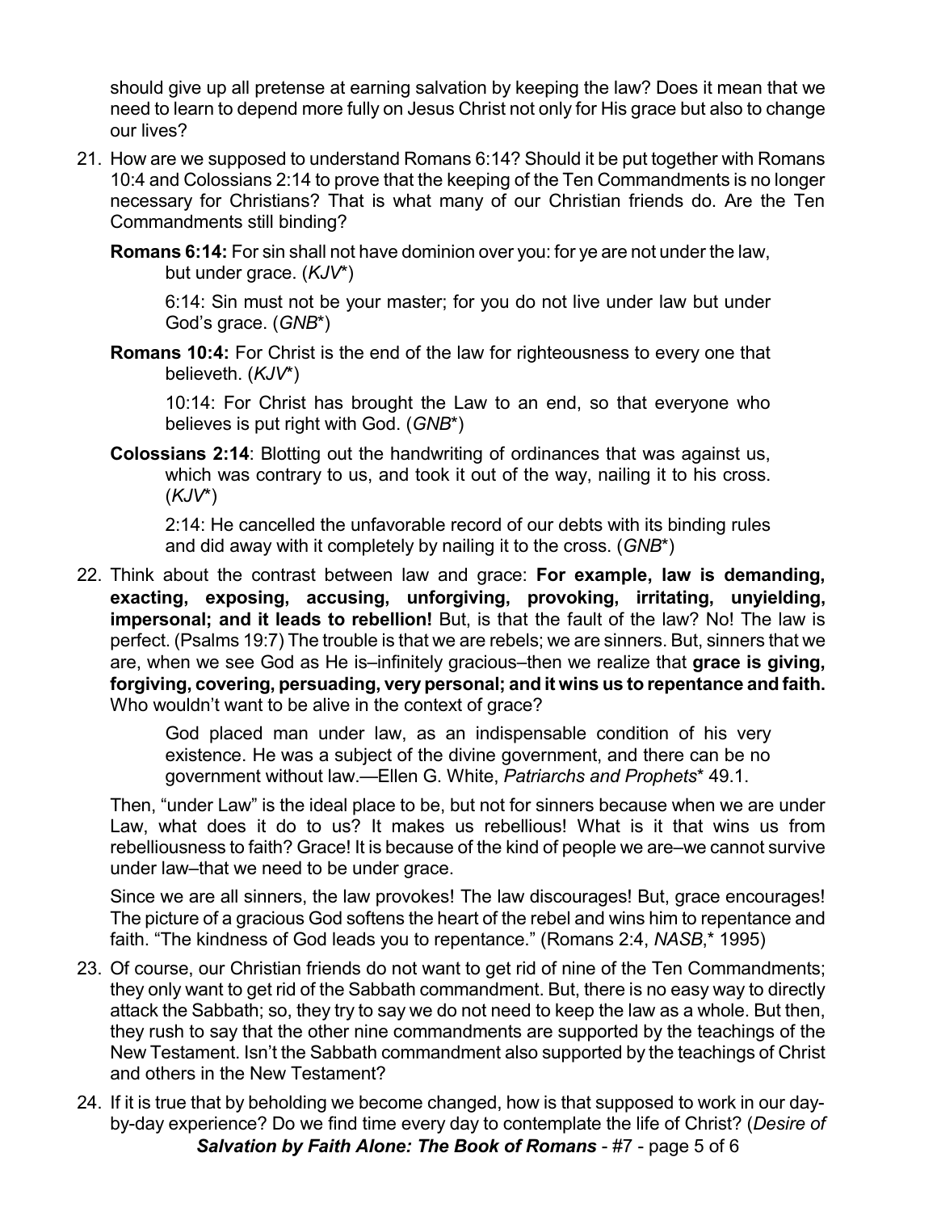should give up all pretense at earning salvation by keeping the law? Does it mean that we need to learn to depend more fully on Jesus Christ not only for His grace but also to change our lives?

21. How are we supposed to understand Romans 6:14? Should it be put together with Romans 10:4 and Colossians 2:14 to prove that the keeping of the Ten Commandments is no longer necessary for Christians? That is what many of our Christian friends do. Are the Ten Commandments still binding?

    **Romans 6:14:** For sin shall not have dominion over you: for ye are not under the law, but under grace. (*KJV*\*)

    > 6:14: Sin must not be your master; for you do not live under law but under God's grace. (*GNB*\*)

    **Romans 10:4:** For Christ is the end of the law for righteousness to every one that believeth. (*KJV*\*)

    > 10:14: For Christ has brought the Law to an end, so that everyone who believes is put right with God. (*GNB*\*)

    **Colossians 2:14**: Blotting out the handwriting of ordinances that was against us, which was contrary to us, and took it out of the way, nailing it to his cross. (*KJV*\*)

    > 2:14: He cancelled the unfavorable record of our debts with its binding rules and did away with it completely by nailing it to the cross. (*GNB*\*)

22. Think about the contrast between law and grace: **For example, law is demanding, exacting, exposing, accusing, unforgiving, provoking, irritating, unyielding, impersonal; and it leads to rebellion!** But, is that the fault of the law? No! The law is perfect. (Psalms 19:7) The trouble is that we are rebels; we are sinners. But, sinners that we are, when we see God as He is–infinitely gracious–then we realize that **grace is giving, forgiving, covering, persuading, very personal; and it wins us to repentance and faith.** Who wouldn't want to be alive in the context of grace?

    > God placed man under law, as an indispensable condition of his very existence. He was a subject of the divine government, and there can be no government without law.—Ellen G. White, *Patriarchs and Prophets*\* 49.1.

    Then, "under Law" is the ideal place to be, but not for sinners because when we are under Law, what does it do to us? It makes us rebellious! What is it that wins us from rebelliousness to faith? Grace! It is because of the kind of people we are–we cannot survive under law–that we need to be under grace.

    Since we are all sinners, the law provokes! The law discourages! But, grace encourages! The picture of a gracious God softens the heart of the rebel and wins him to repentance and faith. "The kindness of God leads you to repentance." (Romans 2:4, *NASB*,\* 1995)

23. Of course, our Christian friends do not want to get rid of nine of the Ten Commandments; they only want to get rid of the Sabbath commandment. But, there is no easy way to directly attack the Sabbath; so, they try to say we do not need to keep the law as a whole. But then, they rush to say that the other nine commandments are supported by the teachings of the New Testament. Isn't the Sabbath commandment also supported by the teachings of Christ and others in the New Testament?

24. If it is true that by beholding we become changed, how is that supposed to work in our day-by-day experience? Do we find time every day to contemplate the life of Christ? (*Desire of*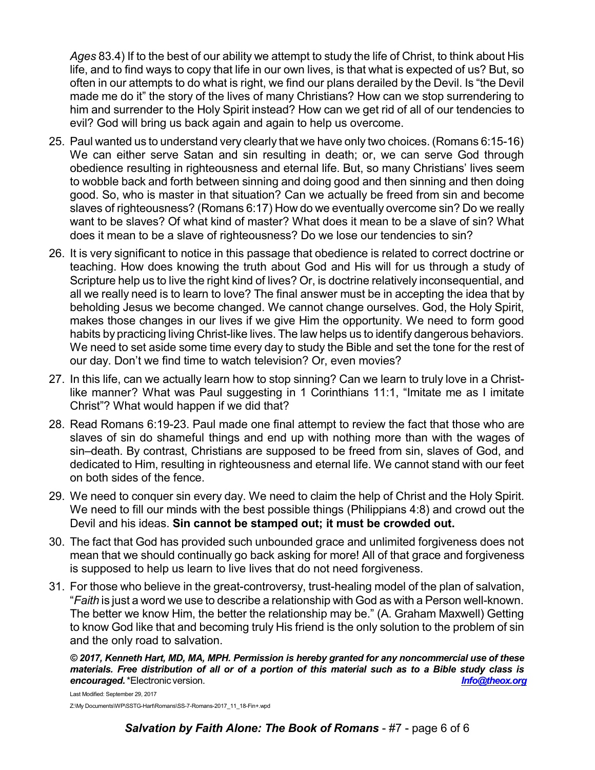*Ages* 83.4) If to the best of our ability we attempt to study the life of Christ, to think about His life, and to find ways to copy that life in our own lives, is that what is expected of us? But, so often in our attempts to do what is right, we find our plans derailed by the Devil. Is "the Devil made me do it" the story of the lives of many Christians? How can we stop surrendering to him and surrender to the Holy Spirit instead? How can we get rid of all of our tendencies to evil? God will bring us back again and again to help us overcome.

25. Paul wanted us to understand very clearly that we have only two choices. (Romans 6:15-16) We can either serve Satan and sin resulting in death; or, we can serve God through obedience resulting in righteousness and eternal life. But, so many Christians' lives seem to wobble back and forth between sinning and doing good and then sinning and then doing good. So, who is master in that situation? Can we actually be freed from sin and become slaves of righteousness? (Romans 6:17) How do we eventually overcome sin? Do we really want to be slaves? Of what kind of master? What does it mean to be a slave of sin? What does it mean to be a slave of righteousness? Do we lose our tendencies to sin?

26. It is very significant to notice in this passage that obedience is related to correct doctrine or teaching. How does knowing the truth about God and His will for us through a study of Scripture help us to live the right kind of lives? Or, is doctrine relatively inconsequential, and all we really need is to learn to love? The final answer must be in accepting the idea that by beholding Jesus we become changed. We cannot change ourselves. God, the Holy Spirit, makes those changes in our lives if we give Him the opportunity. We need to form good habits by practicing living Christ-like lives. The law helps us to identify dangerous behaviors. We need to set aside some time every day to study the Bible and set the tone for the rest of our day. Don't we find time to watch television? Or, even movies?

27. In this life, can we actually learn how to stop sinning? Can we learn to truly love in a Christ-like manner? What was Paul suggesting in 1 Corinthians 11:1, "Imitate me as I imitate Christ"? What would happen if we did that?

28. Read Romans 6:19-23. Paul made one final attempt to review the fact that those who are slaves of sin do shameful things and end up with nothing more than with the wages of sin–death. By contrast, Christians are supposed to be freed from sin, slaves of God, and dedicated to Him, resulting in righteousness and eternal life. We cannot stand with our feet on both sides of the fence.

29. We need to conquer sin every day. We need to claim the help of Christ and the Holy Spirit. We need to fill our minds with the best possible things (Philippians 4:8) and crowd out the Devil and his ideas. **Sin cannot be stamped out; it must be crowded out.**

30. The fact that God has provided such unbounded grace and unlimited forgiveness does not mean that we should continually go back asking for more! All of that grace and forgiveness is supposed to help us learn to live lives that do not need forgiveness.

31. For those who believe in the great-controversy, trust-healing model of the plan of salvation, "*Faith* is just a word we use to describe a relationship with God as with a Person well-known. The better we know Him, the better the relationship may be." (A. Graham Maxwell) Getting to know God like that and becoming truly His friend is the only solution to the problem of sin and the only road to salvation.

***© 2017, Kenneth Hart, MD, MA, MPH. Permission is hereby granted for any noncommercial use of these materials. Free distribution of all or of a portion of this material such as to a Bible study class is encouraged.*** *Electronic version. ***Info@theox.org***

Last Modified: September 29, 2017

Z:\My Documents\WP\SSTG-Hart\Romans\SS-7-Romans-2017_11_18-Fin+.wpd